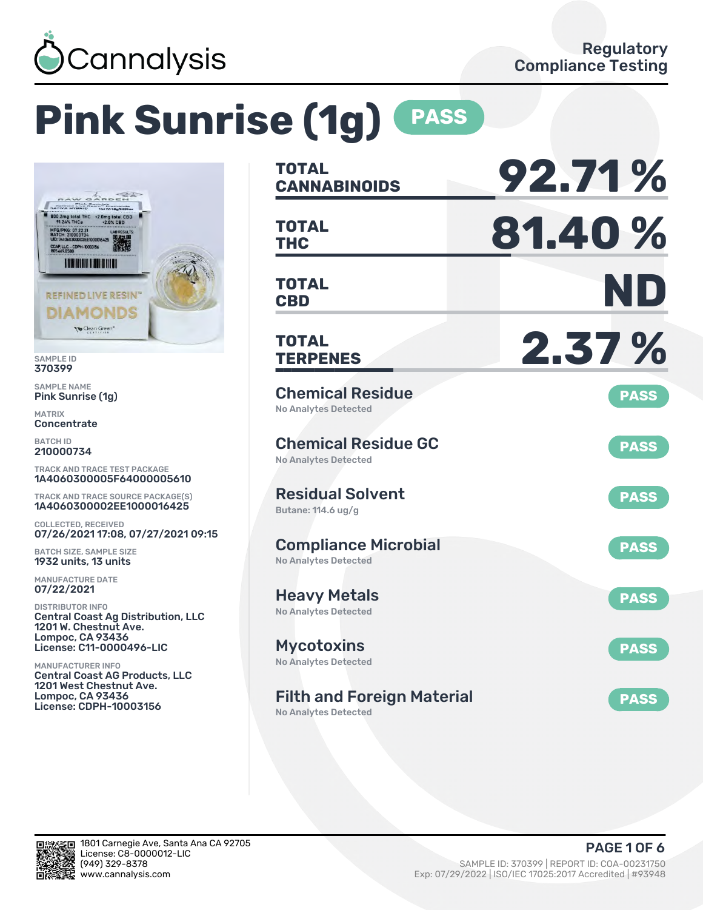Cannalysis

Regulatory Compliance Testing

# Pink Sunrise (1g) PASS

SAMPLE ID
370399

SAMPLE NAME
Pink Sunrise (1g)

MATRIX
Concentrate

BATCH ID
210000734

TRACK AND TRACE TEST PACKAGE
1A4060300005F64000005610

TRACK AND TRACE SOURCE PACKAGE(S)
1A4060300002EE1000016425

COLLECTED, RECEIVED
07/26/2021 17:08, 07/27/2021 09:15

BATCH SIZE, SAMPLE SIZE
1932 units, 13 units

MANUFACTURE DATE
07/22/2021

DISTRIBUTOR INFO
Central Coast Ag Distribution, LLC
1201 W. Chestnut Ave.
Lompoc, CA 93436
License: C11-0000496-LIC

MANUFACTURER INFO
Central Coast AG Products, LLC
1201 West Chestnut Ave.
Lompoc, CA 93436
License: CDPH-10003156

| | |
|---|---|
| **TOTAL CANNABINOIDS** | **92.71 %** |
| **TOTAL THC** | **81.40 %** |
| **TOTAL CBD** | **ND** |
| **TOTAL TERPENES** | **2.37 %** |

| Test | Result | Status |
|---|---|---|
| Chemical Residue | No Analytes Detected | PASS |
| Chemical Residue GC | No Analytes Detected | PASS |
| Residual Solvent | Butane: 114.6 ug/g | PASS |
| Compliance Microbial | No Analytes Detected | PASS |
| Heavy Metals | No Analytes Detected | PASS |
| Mycotoxins | No Analytes Detected | PASS |
| Filth and Foreign Material | No Analytes Detected | PASS |

1801 Carnegie Ave, Santa Ana CA 92705
License: C8-0000012-LIC
(949) 329-8378
www.cannalysis.com

SAMPLE ID: 370399 | REPORT ID: COA-00231750
Exp: 07/29/2022 | ISO/IEC 17025:2017 Accredited | #93948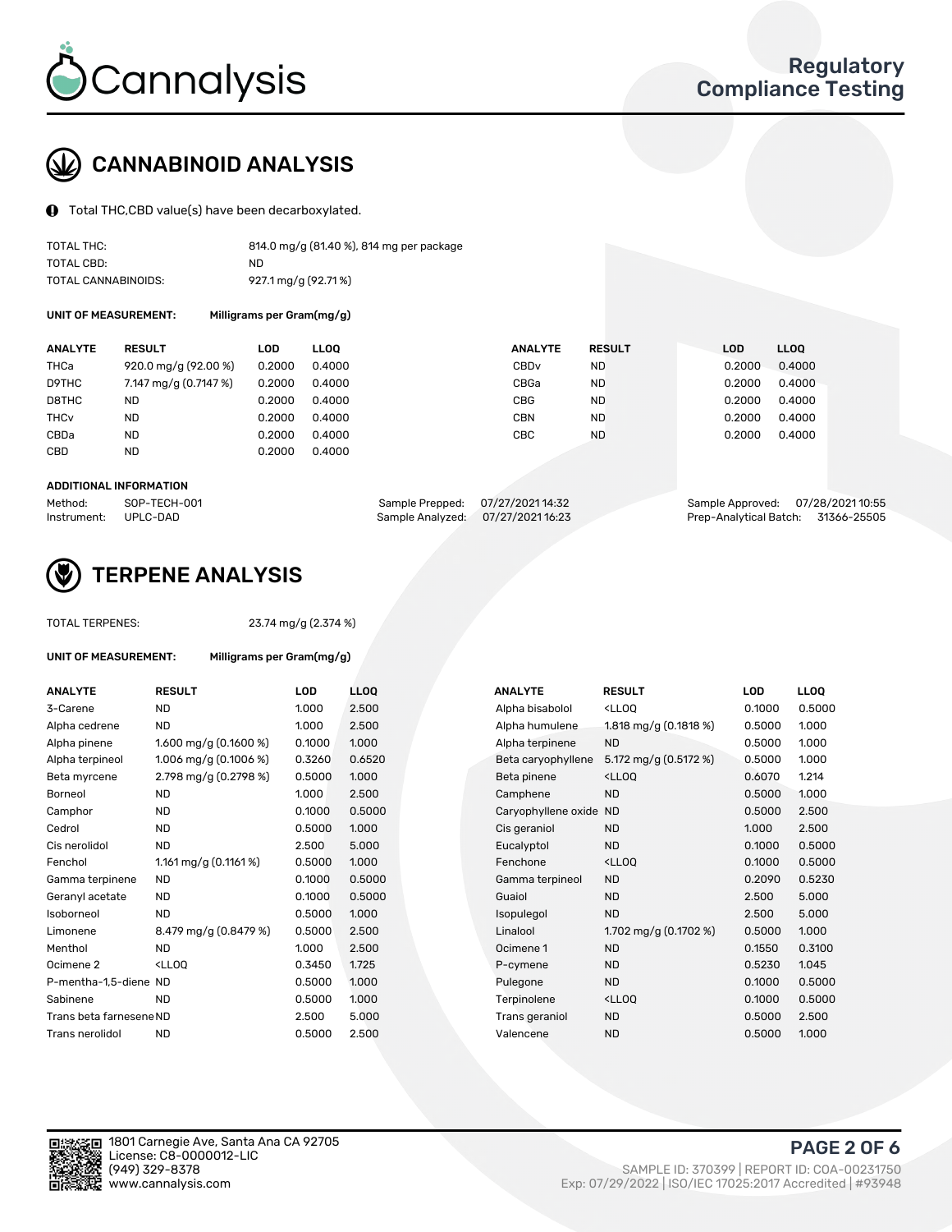# CANNABINOID ANALYSIS

Total THC,CBD value(s) have been decarboxylated.

| | |
|---|---|
| TOTAL THC: | 814.0 mg/g (81.40 %), 814 mg per package |
| TOTAL CBD: | ND |
| TOTAL CANNABINOIDS: | 927.1 mg/g (92.71 %) |

**UNIT OF MEASUREMENT:** Milligrams per Gram(mg/g)

| ANALYTE | RESULT | LOD | LLOQ | ANALYTE | RESULT | LOD | LLOQ |
|---|---|---|---|---|---|---|---|
| THCa | 920.0 mg/g (92.00 %) | 0.2000 | 0.4000 | CBDv | ND | 0.2000 | 0.4000 |
| D9THC | 7.147 mg/g (0.7147 %) | 0.2000 | 0.4000 | CBGa | ND | 0.2000 | 0.4000 |
| D8THC | ND | 0.2000 | 0.4000 | CBG | ND | 0.2000 | 0.4000 |
| THCv | ND | 0.2000 | 0.4000 | CBN | ND | 0.2000 | 0.4000 |
| CBDa | ND | 0.2000 | 0.4000 | CBC | ND | 0.2000 | 0.4000 |
| CBD | ND | 0.2000 | 0.4000 | | | | |

**ADDITIONAL INFORMATION**

| | | | | | |
|---|---|---|---|---|---|
| Method: | SOP-TECH-001 | Sample Prepped: | 07/27/2021 14:32 | Sample Approved: | 07/28/2021 10:55 |
| Instrument: | UPLC-DAD | Sample Analyzed: | 07/27/2021 16:23 | Prep-Analytical Batch: | 31366-25505 |

# TERPENE ANALYSIS

TOTAL TERPENES: 23.74 mg/g (2.374 %)

**UNIT OF MEASUREMENT:** Milligrams per Gram(mg/g)

| ANALYTE | RESULT | LOD | LLOQ | ANALYTE | RESULT | LOD | LLOQ |
|---|---|---|---|---|---|---|---|
| 3-Carene | ND | 1.000 | 2.500 | Alpha bisabolol | <LLOQ | 0.1000 | 0.5000 |
| Alpha cedrene | ND | 1.000 | 2.500 | Alpha humulene | 1.818 mg/g (0.1818 %) | 0.5000 | 1.000 |
| Alpha pinene | 1.600 mg/g (0.1600 %) | 0.1000 | 1.000 | Alpha terpinene | ND | 0.5000 | 1.000 |
| Alpha terpineol | 1.006 mg/g (0.1006 %) | 0.3260 | 0.6520 | Beta caryophyllene | 5.172 mg/g (0.5172 %) | 0.5000 | 1.000 |
| Beta myrcene | 2.798 mg/g (0.2798 %) | 0.5000 | 1.000 | Beta pinene | <LLOQ | 0.6070 | 1.214 |
| Borneol | ND | 1.000 | 2.500 | Camphene | ND | 0.5000 | 1.000 |
| Camphor | ND | 0.1000 | 0.5000 | Caryophyllene oxide | ND | 0.5000 | 2.500 |
| Cedrol | ND | 0.5000 | 1.000 | Cis geraniol | ND | 1.000 | 2.500 |
| Cis nerolidol | ND | 2.500 | 5.000 | Eucalyptol | ND | 0.1000 | 0.5000 |
| Fenchol | 1.161 mg/g (0.1161 %) | 0.5000 | 1.000 | Fenchone | <LLOQ | 0.1000 | 0.5000 |
| Gamma terpinene | ND | 0.1000 | 0.5000 | Gamma terpineol | ND | 0.2090 | 0.5230 |
| Geranyl acetate | ND | 0.1000 | 0.5000 | Guaiol | ND | 2.500 | 5.000 |
| Isoborneol | ND | 0.5000 | 1.000 | Isopulegol | ND | 2.500 | 5.000 |
| Limonene | 8.479 mg/g (0.8479 %) | 0.5000 | 2.500 | Linalool | 1.702 mg/g (0.1702 %) | 0.5000 | 1.000 |
| Menthol | ND | 1.000 | 2.500 | Ocimene 1 | ND | 0.1550 | 0.3100 |
| Ocimene 2 | <LLOQ | 0.3450 | 1.725 | P-cymene | ND | 0.5230 | 1.045 |
| P-mentha-1,5-diene | ND | 0.5000 | 1.000 | Pulegone | ND | 0.1000 | 0.5000 |
| Sabinene | ND | 0.5000 | 1.000 | Terpinolene | <LLOQ | 0.1000 | 0.5000 |
| Trans beta farnesene | ND | 2.500 | 5.000 | Trans geraniol | ND | 0.5000 | 2.500 |
| Trans nerolidol | ND | 0.5000 | 2.500 | Valencene | ND | 0.5000 | 1.000 |

1801 Carnegie Ave, Santa Ana CA 92705
License: C8-0000012-LIC
(949) 329-8378
www.cannalysis.com

SAMPLE ID: 370399 | REPORT ID: COA-00231750
Exp: 07/29/2022 | ISO/IEC 17025:2017 Accredited | #93948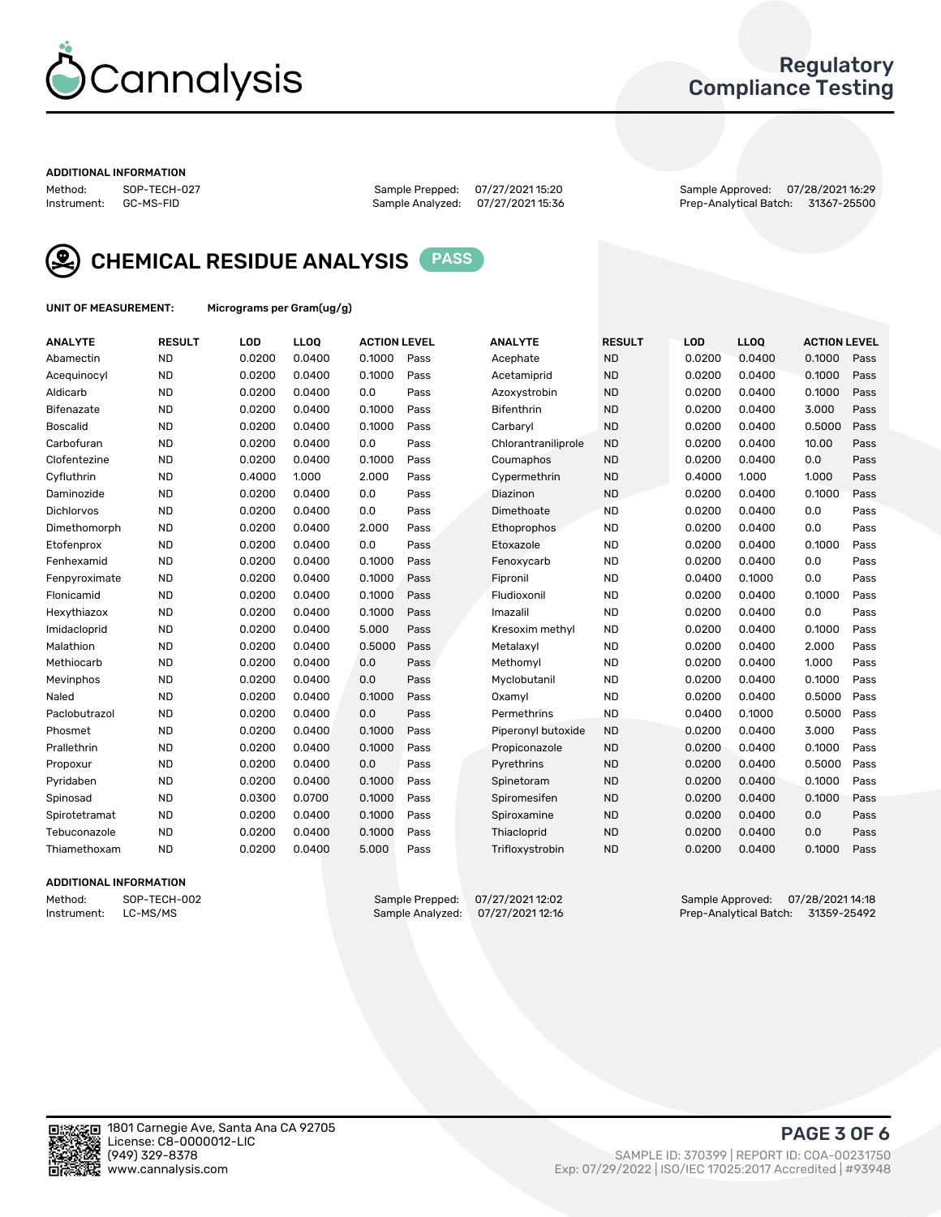# Cannalysis

## Regulatory Compliance Testing

**ADDITIONAL INFORMATION**

Method: SOP-TECH-027 | Sample Prepped: 07/27/2021 15:20 | Sample Approved: 07/28/2021 16:29
Instrument: GC-MS-FID | Sample Analyzed: 07/27/2021 15:36 | Prep-Analytical Batch: 31367-25500

## CHEMICAL RESIDUE ANALYSIS PASS

**UNIT OF MEASUREMENT:** Micrograms per Gram(ug/g)

| ANALYTE | RESULT | LOD | LLOQ | ACTION LEVEL | | ANALYTE | RESULT | LOD | LLOQ | ACTION LEVEL | |
|---|---|---|---|---|---|---|---|---|---|---|---|
| Abamectin | ND | 0.0200 | 0.0400 | 0.1000 | Pass | Acephate | ND | 0.0200 | 0.0400 | 0.1000 | Pass |
| Acequinocyl | ND | 0.0200 | 0.0400 | 0.1000 | Pass | Acetamiprid | ND | 0.0200 | 0.0400 | 0.1000 | Pass |
| Aldicarb | ND | 0.0200 | 0.0400 | 0.0 | Pass | Azoxystrobin | ND | 0.0200 | 0.0400 | 0.1000 | Pass |
| Bifenazate | ND | 0.0200 | 0.0400 | 0.1000 | Pass | Bifenthrin | ND | 0.0200 | 0.0400 | 3.000 | Pass |
| Boscalid | ND | 0.0200 | 0.0400 | 0.1000 | Pass | Carbaryl | ND | 0.0200 | 0.0400 | 0.5000 | Pass |
| Carbofuran | ND | 0.0200 | 0.0400 | 0.0 | Pass | Chlorantraniliprole | ND | 0.0200 | 0.0400 | 10.00 | Pass |
| Clofentezine | ND | 0.0200 | 0.0400 | 0.1000 | Pass | Coumaphos | ND | 0.0200 | 0.0400 | 0.0 | Pass |
| Cyfluthrin | ND | 0.4000 | 1.000 | 2.000 | Pass | Cypermethrin | ND | 0.4000 | 1.000 | 1.000 | Pass |
| Daminozide | ND | 0.0200 | 0.0400 | 0.0 | Pass | Diazinon | ND | 0.0200 | 0.0400 | 0.1000 | Pass |
| Dichlorvos | ND | 0.0200 | 0.0400 | 0.0 | Pass | Dimethoate | ND | 0.0200 | 0.0400 | 0.0 | Pass |
| Dimethomorph | ND | 0.0200 | 0.0400 | 2.000 | Pass | Ethoprophos | ND | 0.0200 | 0.0400 | 0.0 | Pass |
| Etofenprox | ND | 0.0200 | 0.0400 | 0.0 | Pass | Etoxazole | ND | 0.0200 | 0.0400 | 0.1000 | Pass |
| Fenhexamid | ND | 0.0200 | 0.0400 | 0.1000 | Pass | Fenoxycarb | ND | 0.0200 | 0.0400 | 0.0 | Pass |
| Fenpyroximate | ND | 0.0200 | 0.0400 | 0.1000 | Pass | Fipronil | ND | 0.0400 | 0.1000 | 0.0 | Pass |
| Flonicamid | ND | 0.0200 | 0.0400 | 0.1000 | Pass | Fludioxonil | ND | 0.0200 | 0.0400 | 0.1000 | Pass |
| Hexythiazox | ND | 0.0200 | 0.0400 | 0.1000 | Pass | Imazalil | ND | 0.0200 | 0.0400 | 0.0 | Pass |
| Imidacloprid | ND | 0.0200 | 0.0400 | 5.000 | Pass | Kresoxim methyl | ND | 0.0200 | 0.0400 | 0.1000 | Pass |
| Malathion | ND | 0.0200 | 0.0400 | 0.5000 | Pass | Metalaxyl | ND | 0.0200 | 0.0400 | 2.000 | Pass |
| Methiocarb | ND | 0.0200 | 0.0400 | 0.0 | Pass | Methomyl | ND | 0.0200 | 0.0400 | 1.000 | Pass |
| Mevinphos | ND | 0.0200 | 0.0400 | 0.0 | Pass | Myclobutanil | ND | 0.0200 | 0.0400 | 0.1000 | Pass |
| Naled | ND | 0.0200 | 0.0400 | 0.1000 | Pass | Oxamyl | ND | 0.0200 | 0.0400 | 0.5000 | Pass |
| Paclobutrazol | ND | 0.0200 | 0.0400 | 0.0 | Pass | Permethrins | ND | 0.0400 | 0.1000 | 0.5000 | Pass |
| Phosmet | ND | 0.0200 | 0.0400 | 0.1000 | Pass | Piperonyl butoxide | ND | 0.0200 | 0.0400 | 3.000 | Pass |
| Prallethrin | ND | 0.0200 | 0.0400 | 0.1000 | Pass | Propiconazole | ND | 0.0200 | 0.0400 | 0.1000 | Pass |
| Propoxur | ND | 0.0200 | 0.0400 | 0.0 | Pass | Pyrethrins | ND | 0.0200 | 0.0400 | 0.5000 | Pass |
| Pyridaben | ND | 0.0200 | 0.0400 | 0.1000 | Pass | Spinetoram | ND | 0.0200 | 0.0400 | 0.1000 | Pass |
| Spinosad | ND | 0.0300 | 0.0700 | 0.1000 | Pass | Spiromesifen | ND | 0.0200 | 0.0400 | 0.1000 | Pass |
| Spirotetramat | ND | 0.0200 | 0.0400 | 0.1000 | Pass | Spiroxamine | ND | 0.0200 | 0.0400 | 0.0 | Pass |
| Tebuconazole | ND | 0.0200 | 0.0400 | 0.1000 | Pass | Thiacloprid | ND | 0.0200 | 0.0400 | 0.0 | Pass |
| Thiamethoxam | ND | 0.0200 | 0.0400 | 5.000 | Pass | Trifloxystrobin | ND | 0.0200 | 0.0400 | 0.1000 | Pass |

**ADDITIONAL INFORMATION**

Method: SOP-TECH-002 | Sample Prepped: 07/27/2021 12:02 | Sample Approved: 07/28/2021 14:18
Instrument: LC-MS/MS | Sample Analyzed: 07/27/2021 12:16 | Prep-Analytical Batch: 31359-25492

1801 Carnegie Ave, Santa Ana CA 92705
License: C8-0000012-LIC
(949) 329-8378
www.cannalysis.com

SAMPLE ID: 370399 | REPORT ID: COA-00231750
Exp: 07/29/2022 | ISO/IEC 17025:2017 Accredited | #93948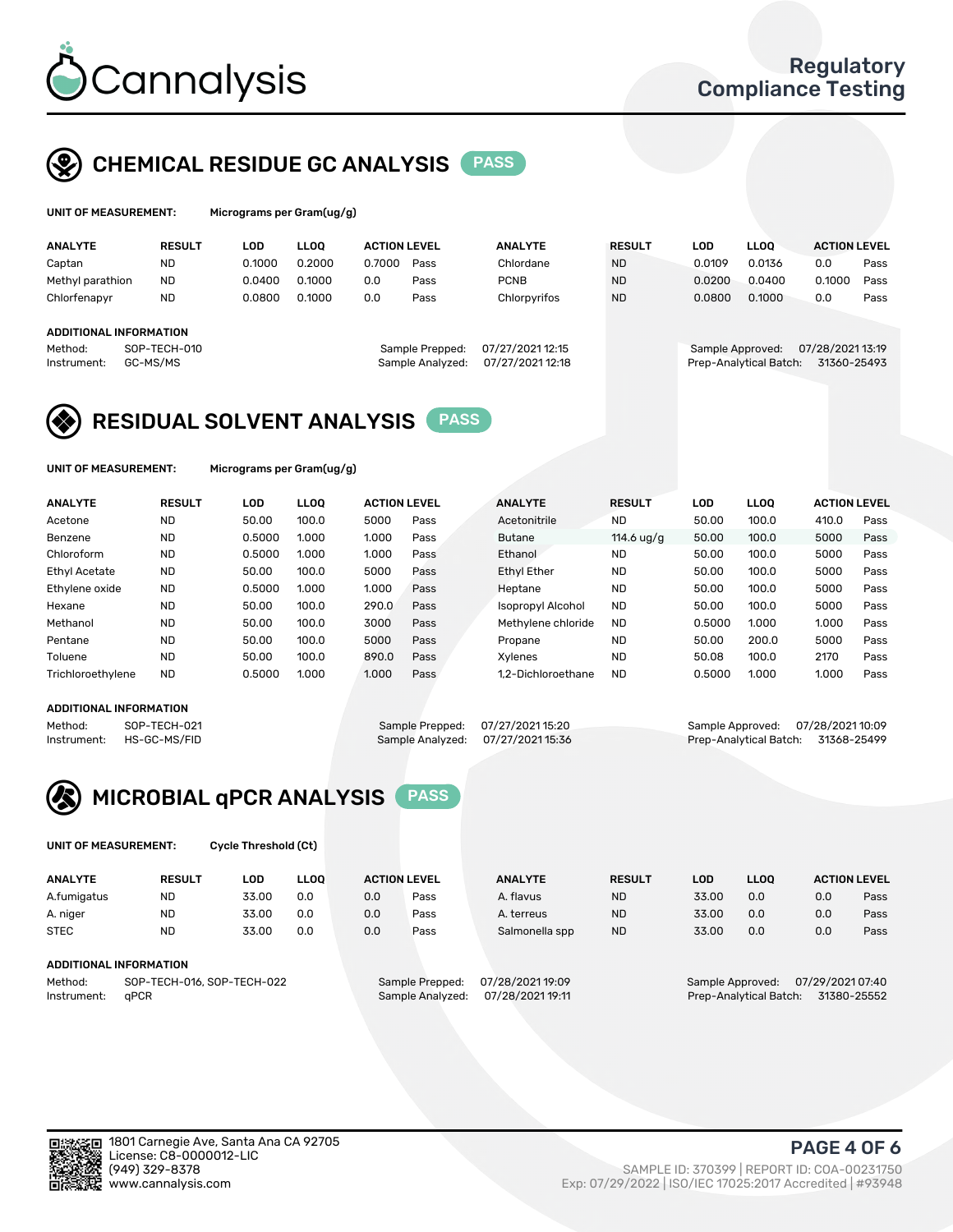# Cannalysis

Regulatory Compliance Testing

## CHEMICAL RESIDUE GC ANALYSIS PASS

**UNIT OF MEASUREMENT:** Micrograms per Gram(ug/g)

| ANALYTE | RESULT | LOD | LLOQ | ACTION LEVEL | | ANALYTE | RESULT | LOD | LLOQ | ACTION LEVEL | |
|---|---|---|---|---|---|---|---|---|---|---|---|
| Captan | ND | 0.1000 | 0.2000 | 0.7000 | Pass | Chlordane | ND | 0.0109 | 0.0136 | 0.0 | Pass |
| Methyl parathion | ND | 0.0400 | 0.1000 | 0.0 | Pass | PCNB | ND | 0.0200 | 0.0400 | 0.1000 | Pass |
| Chlorfenapyr | ND | 0.0800 | 0.1000 | 0.0 | Pass | Chlorpyrifos | ND | 0.0800 | 0.1000 | 0.0 | Pass |

**ADDITIONAL INFORMATION**

Method: SOP-TECH-010
Instrument: GC-MS/MS

Sample Prepped: 07/27/2021 12:15
Sample Analyzed: 07/27/2021 12:18

Sample Approved: 07/28/2021 13:19
Prep-Analytical Batch: 31360-25493

## RESIDUAL SOLVENT ANALYSIS PASS

**UNIT OF MEASUREMENT:** Micrograms per Gram(ug/g)

| ANALYTE | RESULT | LOD | LLOQ | ACTION LEVEL | | ANALYTE | RESULT | LOD | LLOQ | ACTION LEVEL | |
|---|---|---|---|---|---|---|---|---|---|---|---|
| Acetone | ND | 50.00 | 100.0 | 5000 | Pass | Acetonitrile | ND | 50.00 | 100.0 | 410.0 | Pass |
| Benzene | ND | 0.5000 | 1.000 | 1.000 | Pass | Butane | 114.6 ug/g | 50.00 | 100.0 | 5000 | Pass |
| Chloroform | ND | 0.5000 | 1.000 | 1.000 | Pass | Ethanol | ND | 50.00 | 100.0 | 5000 | Pass |
| Ethyl Acetate | ND | 50.00 | 100.0 | 5000 | Pass | Ethyl Ether | ND | 50.00 | 100.0 | 5000 | Pass |
| Ethylene oxide | ND | 0.5000 | 1.000 | 1.000 | Pass | Heptane | ND | 50.00 | 100.0 | 5000 | Pass |
| Hexane | ND | 50.00 | 100.0 | 290.0 | Pass | Isopropyl Alcohol | ND | 50.00 | 100.0 | 5000 | Pass |
| Methanol | ND | 50.00 | 100.0 | 3000 | Pass | Methylene chloride | ND | 0.5000 | 1.000 | 1.000 | Pass |
| Pentane | ND | 50.00 | 100.0 | 5000 | Pass | Propane | ND | 50.00 | 200.0 | 5000 | Pass |
| Toluene | ND | 50.00 | 100.0 | 890.0 | Pass | Xylenes | ND | 50.08 | 100.0 | 2170 | Pass |
| Trichloroethylene | ND | 0.5000 | 1.000 | 1.000 | Pass | 1,2-Dichloroethane | ND | 0.5000 | 1.000 | 1.000 | Pass |

**ADDITIONAL INFORMATION**

Method: SOP-TECH-021
Instrument: HS-GC-MS/FID

Sample Prepped: 07/27/2021 15:20
Sample Analyzed: 07/27/2021 15:36

Sample Approved: 07/28/2021 10:09
Prep-Analytical Batch: 31368-25499

## MICROBIAL qPCR ANALYSIS PASS

**UNIT OF MEASUREMENT:** Cycle Threshold (Ct)

| ANALYTE | RESULT | LOD | LLOQ | ACTION LEVEL | | ANALYTE | RESULT | LOD | LLOQ | ACTION LEVEL | |
|---|---|---|---|---|---|---|---|---|---|---|---|
| A.fumigatus | ND | 33.00 | 0.0 | 0.0 | Pass | A. flavus | ND | 33.00 | 0.0 | 0.0 | Pass |
| A. niger | ND | 33.00 | 0.0 | 0.0 | Pass | A. terreus | ND | 33.00 | 0.0 | 0.0 | Pass |
| STEC | ND | 33.00 | 0.0 | 0.0 | Pass | Salmonella spp | ND | 33.00 | 0.0 | 0.0 | Pass |

**ADDITIONAL INFORMATION**

Method: SOP-TECH-016, SOP-TECH-022
Instrument: qPCR

Sample Prepped: 07/28/2021 19:09
Sample Analyzed: 07/28/2021 19:11

Sample Approved: 07/29/2021 07:40
Prep-Analytical Batch: 31380-25552

1801 Carnegie Ave, Santa Ana CA 92705
License: C8-0000012-LIC
(949) 329-8378
www.cannalysis.com

SAMPLE ID: 370399 | REPORT ID: COA-00231750
Exp: 07/29/2022 | ISO/IEC 17025:2017 Accredited | #93948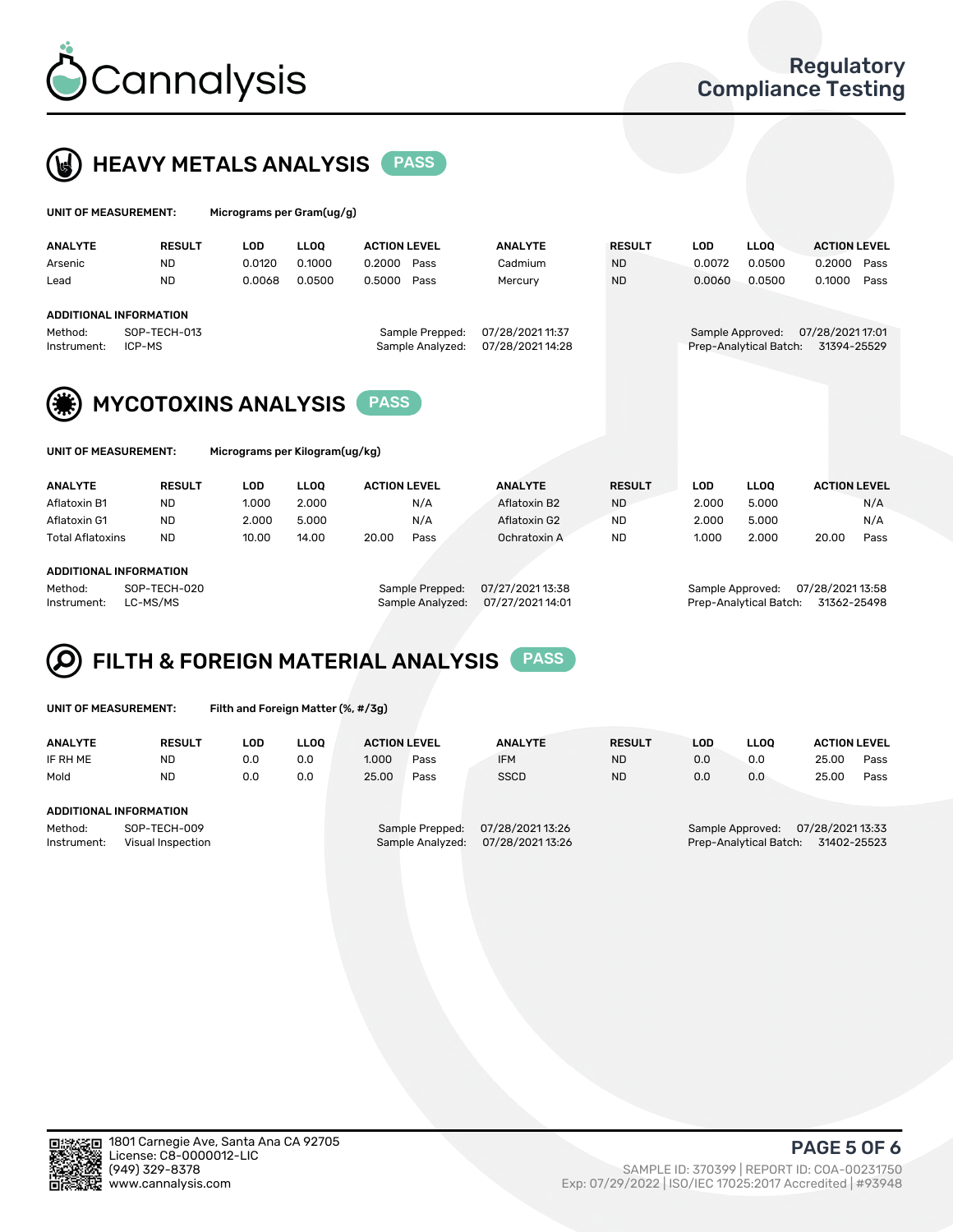# Cannalysis

Regulatory Compliance Testing

## HEAVY METALS ANALYSIS PASS

**UNIT OF MEASUREMENT:** Micrograms per Gram(ug/g)

| ANALYTE | RESULT | LOD | LLOQ | ACTION LEVEL | | ANALYTE | RESULT | LOD | LLOQ | ACTION LEVEL | |
|---|---|---|---|---|---|---|---|---|---|---|---|
| Arsenic | ND | 0.0120 | 0.1000 | 0.2000 | Pass | Cadmium | ND | 0.0072 | 0.0500 | 0.2000 | Pass |
| Lead | ND | 0.0068 | 0.0500 | 0.5000 | Pass | Mercury | ND | 0.0060 | 0.0500 | 0.1000 | Pass |

**ADDITIONAL INFORMATION**

Method: SOP-TECH-013
Instrument: ICP-MS
Sample Prepped: 07/28/2021 11:37
Sample Analyzed: 07/28/2021 14:28
Sample Approved: 07/28/2021 17:01
Prep-Analytical Batch: 31394-25529

## MYCOTOXINS ANALYSIS PASS

**UNIT OF MEASUREMENT:** Micrograms per Kilogram(ug/kg)

| ANALYTE | RESULT | LOD | LLOQ | ACTION LEVEL | | ANALYTE | RESULT | LOD | LLOQ | ACTION LEVEL | |
|---|---|---|---|---|---|---|---|---|---|---|---|
| Aflatoxin B1 | ND | 1.000 | 2.000 | | N/A | Aflatoxin B2 | ND | 2.000 | 5.000 | | N/A |
| Aflatoxin G1 | ND | 2.000 | 5.000 | | N/A | Aflatoxin G2 | ND | 2.000 | 5.000 | | N/A |
| Total Aflatoxins | ND | 10.00 | 14.00 | 20.00 | Pass | Ochratoxin A | ND | 1.000 | 2.000 | 20.00 | Pass |

**ADDITIONAL INFORMATION**

Method: SOP-TECH-020
Instrument: LC-MS/MS
Sample Prepped: 07/27/2021 13:38
Sample Analyzed: 07/27/2021 14:01
Sample Approved: 07/28/2021 13:58
Prep-Analytical Batch: 31362-25498

## FILTH & FOREIGN MATERIAL ANALYSIS PASS

**UNIT OF MEASUREMENT:** Filth and Foreign Matter (%, #/3g)

| ANALYTE | RESULT | LOD | LLOQ | ACTION LEVEL | | ANALYTE | RESULT | LOD | LLOQ | ACTION LEVEL | |
|---|---|---|---|---|---|---|---|---|---|---|---|
| IF RH ME | ND | 0.0 | 0.0 | 1.000 | Pass | IFM | ND | 0.0 | 0.0 | 25.00 | Pass |
| Mold | ND | 0.0 | 0.0 | 25.00 | Pass | SSCD | ND | 0.0 | 0.0 | 25.00 | Pass |

**ADDITIONAL INFORMATION**

Method: SOP-TECH-009
Instrument: Visual Inspection
Sample Prepped: 07/28/2021 13:26
Sample Analyzed: 07/28/2021 13:26
Sample Approved: 07/28/2021 13:33
Prep-Analytical Batch: 31402-25523

1801 Carnegie Ave, Santa Ana CA 92705
License: C8-0000012-LIC
(949) 329-8378
www.cannalysis.com

SAMPLE ID: 370399 | REPORT ID: COA-00231750
Exp: 07/29/2022 | ISO/IEC 17025:2017 Accredited | #93948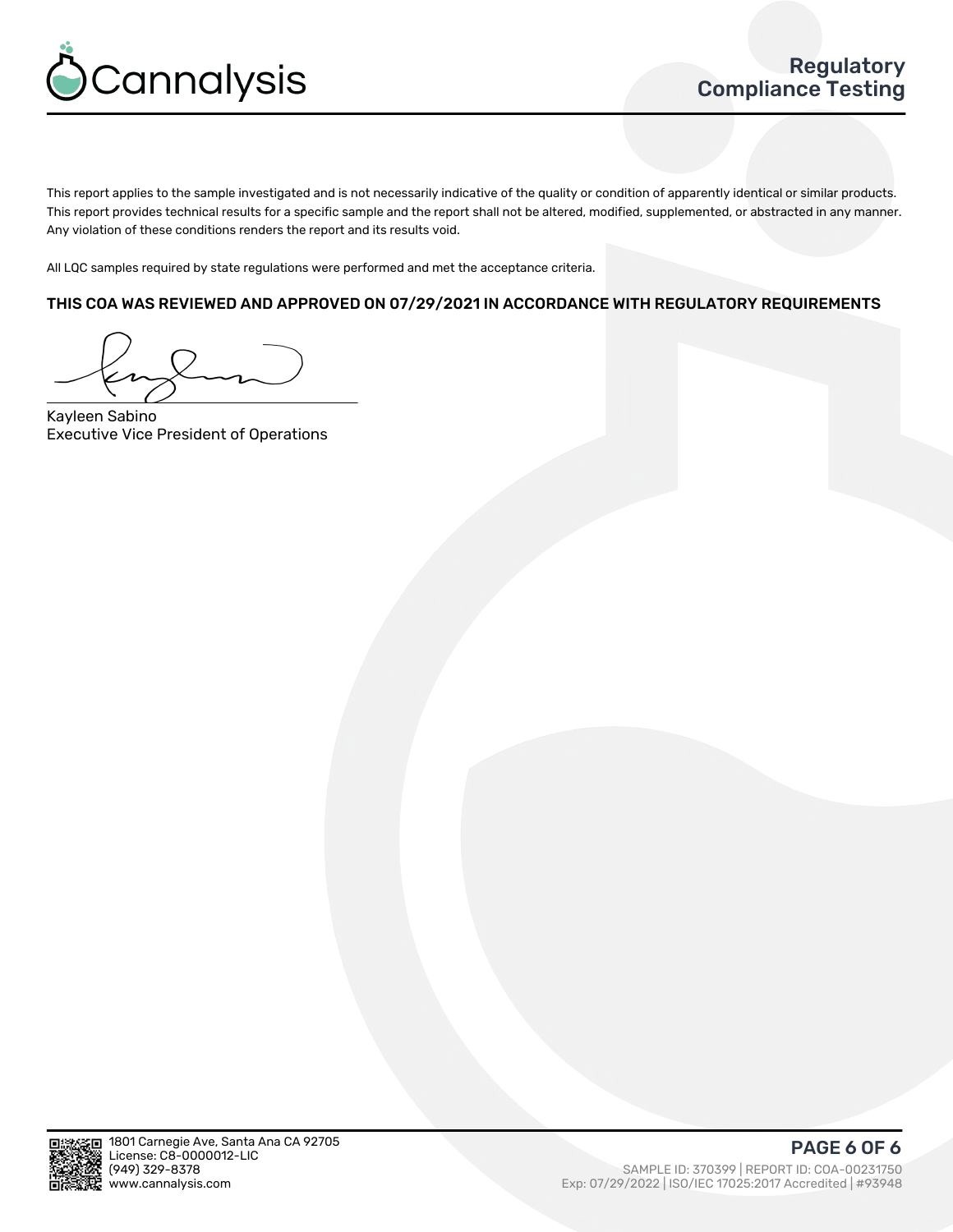This report applies to the sample investigated and is not necessarily indicative of the quality or condition of apparently identical or similar products. This report provides technical results for a specific sample and the report shall not be altered, modified, supplemented, or abstracted in any manner. Any violation of these conditions renders the report and its results void.

All LQC samples required by state regulations were performed and met the acceptance criteria.

**THIS COA WAS REVIEWED AND APPROVED ON 07/29/2021 IN ACCORDANCE WITH REGULATORY REQUIREMENTS**

Kayleen Sabino
Executive Vice President of Operations